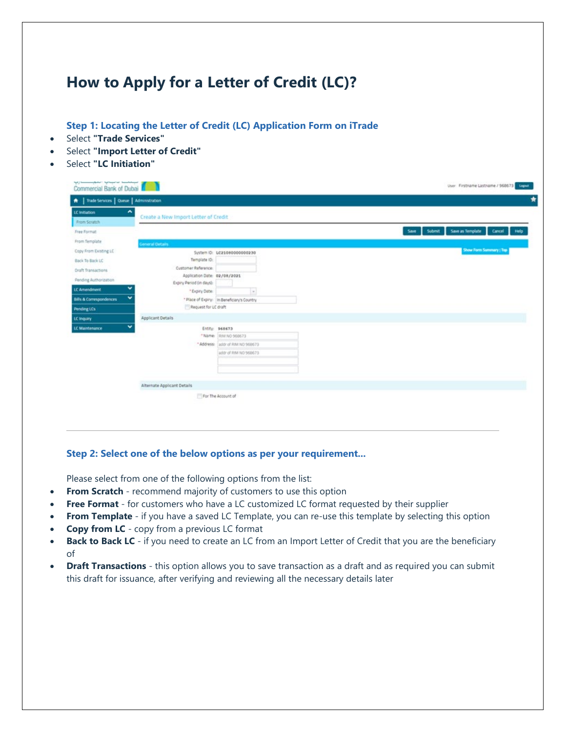# How to Apply for a Letter of Credit (LC)?

### Step 1: Locating the Letter of Credit (LC) Application Form on iTrade

- Select **"Trade Services"**
- Select **"Import Letter of Credit"**
- Select **"LC Initiation"**

---

### Step 2: Select one of the below options as per your requirement…

Please select from one of the following options from the list:

- **From Scratch** - recommend majority of customers to use this option
- **Free Format** - for customers who have a LC customized LC format requested by their supplier
- **From Template** - if you have a saved LC Template, you can re-use this template by selecting this option
- **Copy from LC** - copy from a previous LC format
- **Back to Back LC** - if you need to create an LC from an Import Letter of Credit that you are the beneficiary of
- **Draft Transactions** - this option allows you to save transaction as a draft and as required you can submit this draft for issuance, after verifying and reviewing all the necessary details later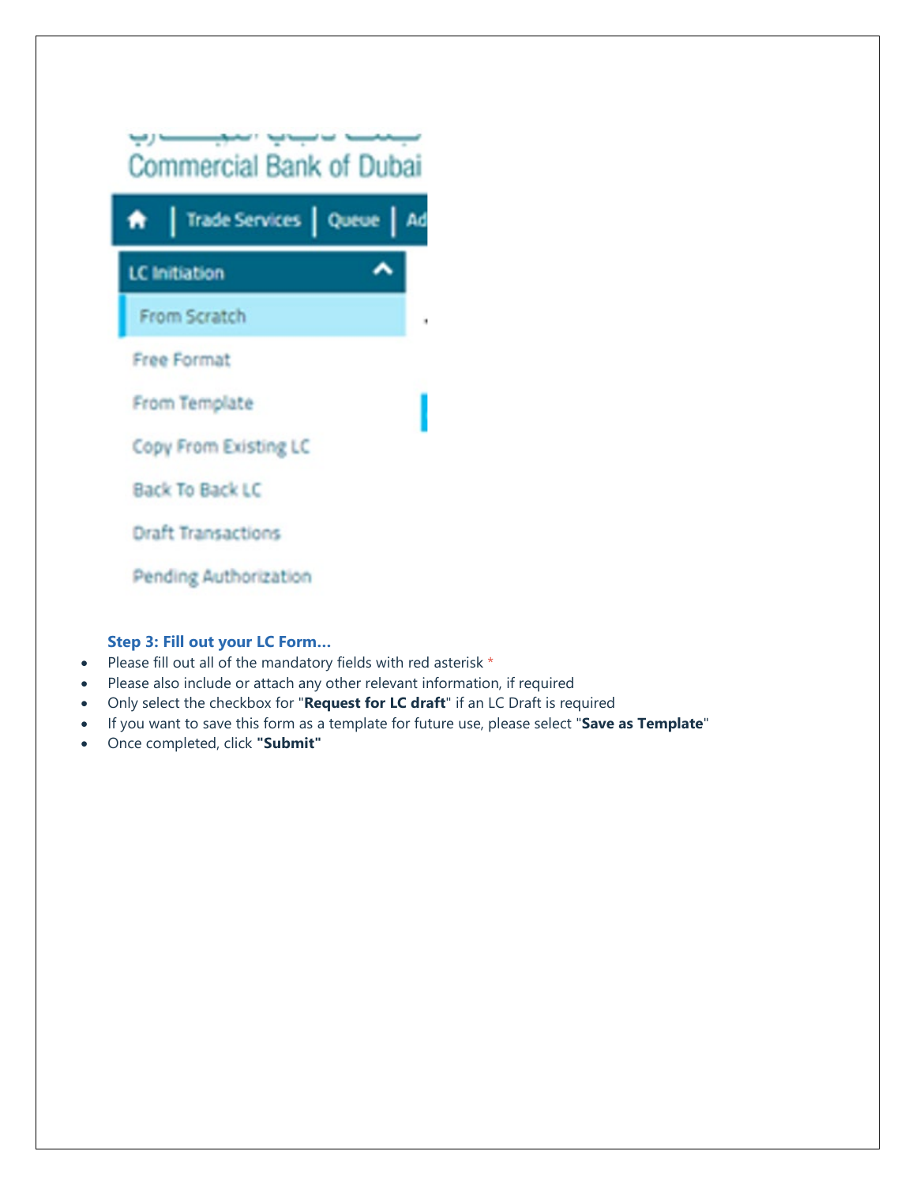### Step 3: Fill out your LC Form…

- Please fill out all of the mandatory fields with red asterisk *
- Please also include or attach any other relevant information, if required
- Only select the checkbox for "**Request for LC draft**" if an LC Draft is required
- If you want to save this form as a template for future use, please select "**Save as Template**"
- Once completed, click **"Submit"**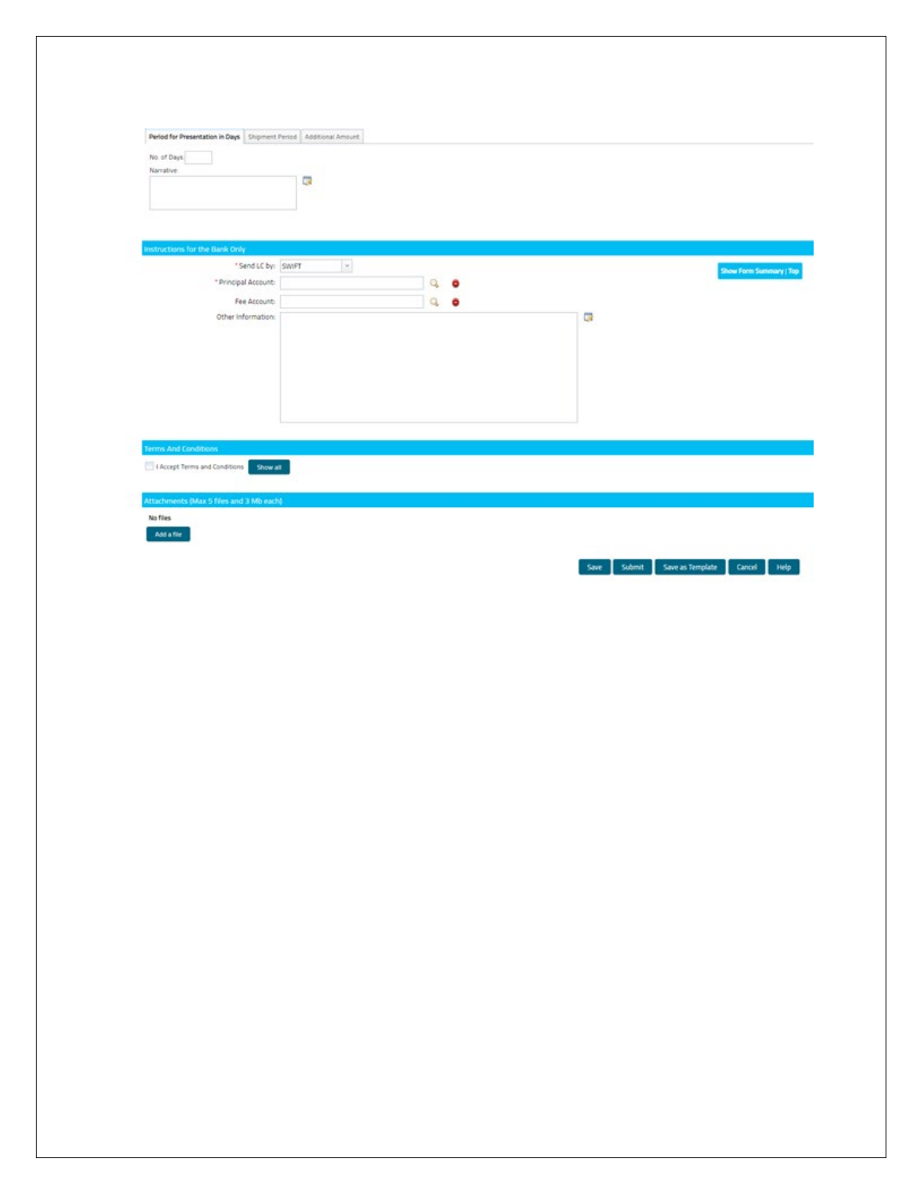Period for Presentation in Days | Shipment Period | Additional Amount

No. of Days:

Narrative:

## Instructions for the Bank Only

\* Send LC by: SWIFT

\* Principal Account:

Fee Account:

Other Information:

Show Form Summary | Top

## Terms And Conditions

I Accept Terms and Conditions   Show all

## Attachments (Max 5 files and 3 Mb each)

No files

Add a file

Save | Submit | Save as Template | Cancel | Help